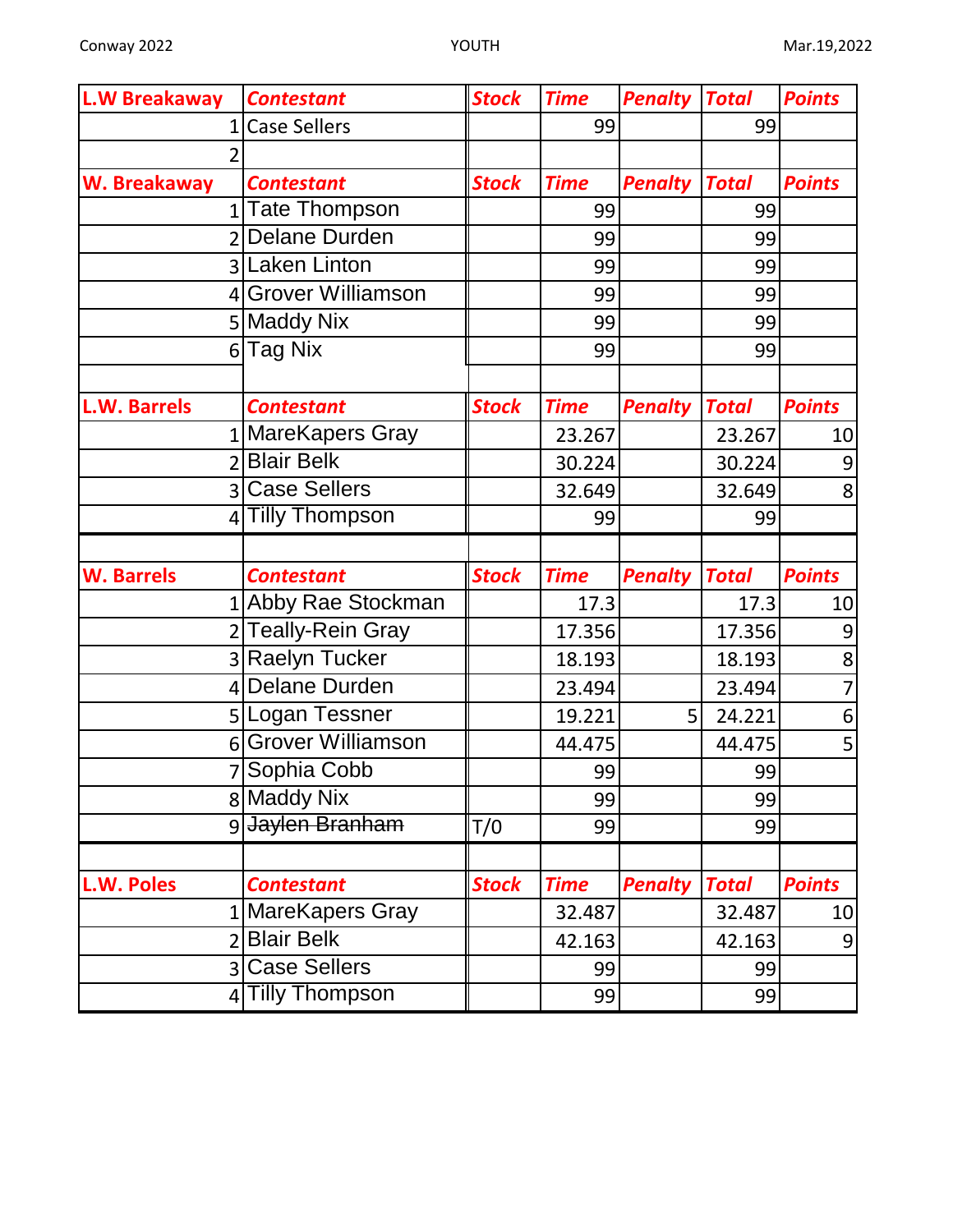| L.W Breakaway | Contestant | Stock | Time | Penalty | Total | Points |
|---|---|---|---|---|---|---|
| 1 | Case Sellers | | 99 | | 99 | |
| 2 | | | | | | |
| **W. Breakaway** | **Contestant** | **Stock** | **Time** | **Penalty** | **Total** | **Points** |
| 1 | Tate Thompson | | 99 | | 99 | |
| 2 | Delane Durden | | 99 | | 99 | |
| 3 | Laken Linton | | 99 | | 99 | |
| 4 | Grover Williamson | | 99 | | 99 | |
| 5 | Maddy Nix | | 99 | | 99 | |
| 6 | Tag Nix | | 99 | | 99 | |
| | | | | | | |
| **L.W. Barrels** | **Contestant** | **Stock** | **Time** | **Penalty** | **Total** | **Points** |
| 1 | MareKapers Gray | | 23.267 | | 23.267 | 10 |
| 2 | Blair Belk | | 30.224 | | 30.224 | 9 |
| 3 | Case Sellers | | 32.649 | | 32.649 | 8 |
| 4 | Tilly Thompson | | 99 | | 99 | |
| | | | | | | |
| **W. Barrels** | **Contestant** | **Stock** | **Time** | **Penalty** | **Total** | **Points** |
| 1 | Abby Rae Stockman | | 17.3 | | 17.3 | 10 |
| 2 | Teally-Rein Gray | | 17.356 | | 17.356 | 9 |
| 3 | Raelyn Tucker | | 18.193 | | 18.193 | 8 |
| 4 | Delane Durden | | 23.494 | | 23.494 | 7 |
| 5 | Logan Tessner | | 19.221 | 5 | 24.221 | 6 |
| 6 | Grover Williamson | | 44.475 | | 44.475 | 5 |
| 7 | Sophia Cobb | | 99 | | 99 | |
| 8 | Maddy Nix | | 99 | | 99 | |
| 9 | ~~Jaylen Branham~~ | T/0 | 99 | | 99 | |
| | | | | | | |
| **L.W. Poles** | **Contestant** | **Stock** | **Time** | **Penalty** | **Total** | **Points** |
| 1 | MareKapers Gray | | 32.487 | | 32.487 | 10 |
| 2 | Blair Belk | | 42.163 | | 42.163 | 9 |
| 3 | Case Sellers | | 99 | | 99 | |
| 4 | Tilly Thompson | | 99 | | 99 | |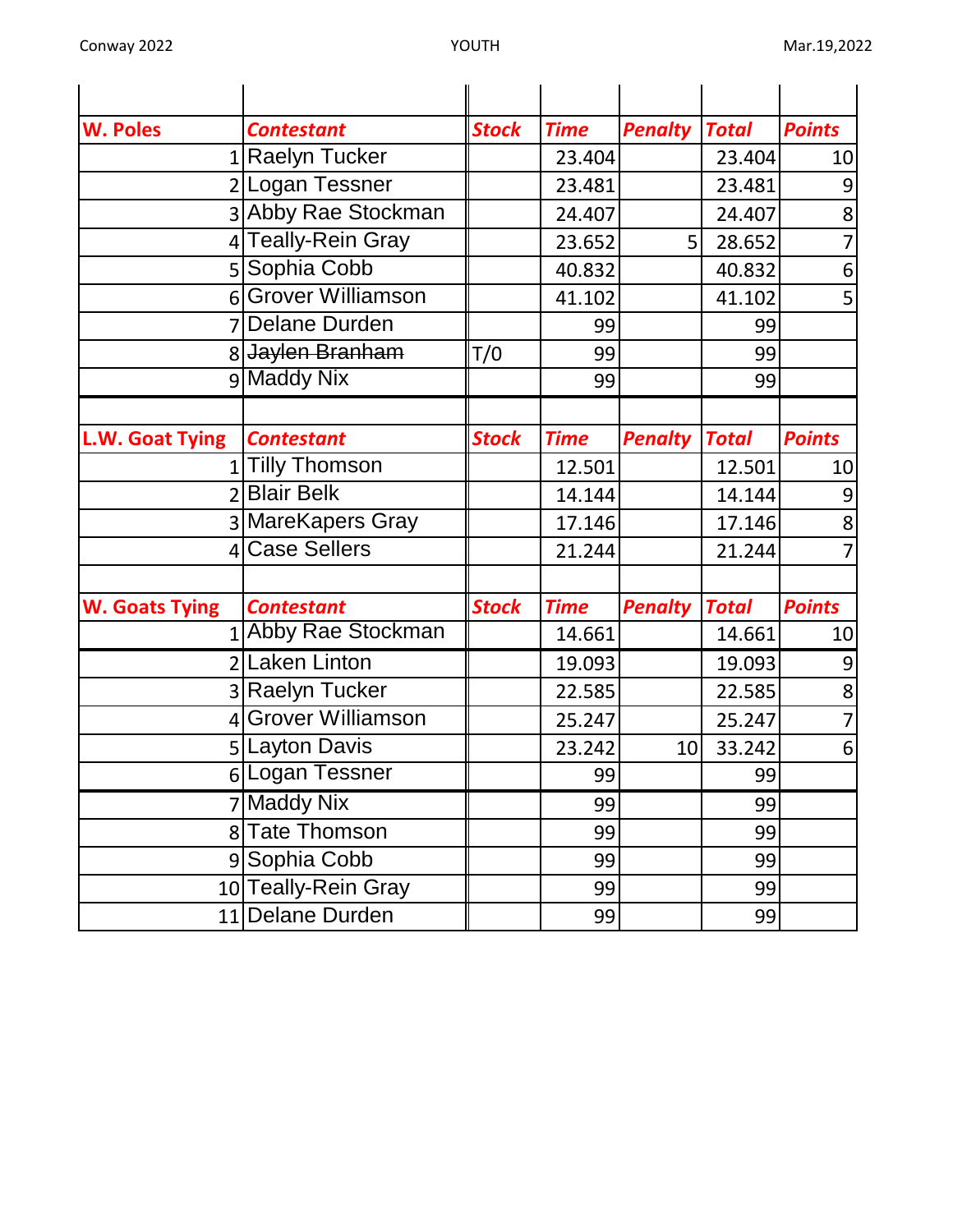| W. Poles | Contestant | Stock | Time | Penalty | Total | Points |
|---|---|---|---|---|---|---|
| 1 | Raelyn Tucker | | 23.404 | | 23.404 | 10 |
| 2 | Logan Tessner | | 23.481 | | 23.481 | 9 |
| 3 | Abby Rae Stockman | | 24.407 | | 24.407 | 8 |
| 4 | Teally-Rein Gray | | 23.652 | 5 | 28.652 | 7 |
| 5 | Sophia Cobb | | 40.832 | | 40.832 | 6 |
| 6 | Grover Williamson | | 41.102 | | 41.102 | 5 |
| 7 | Delane Durden | | 99 | | 99 | |
| 8 | ~~Jaylen Branham~~ | T/0 | 99 | | 99 | |
| 9 | Maddy Nix | | 99 | | 99 | |

| L.W. Goat Tying | Contestant | Stock | Time | Penalty | Total | Points |
|---|---|---|---|---|---|---|
| 1 | Tilly Thomson | | 12.501 | | 12.501 | 10 |
| 2 | Blair Belk | | 14.144 | | 14.144 | 9 |
| 3 | MareKapers Gray | | 17.146 | | 17.146 | 8 |
| 4 | Case Sellers | | 21.244 | | 21.244 | 7 |

| W. Goats Tying | Contestant | Stock | Time | Penalty | Total | Points |
|---|---|---|---|---|---|---|
| 1 | Abby Rae Stockman | | 14.661 | | 14.661 | 10 |
| 2 | Laken Linton | | 19.093 | | 19.093 | 9 |
| 3 | Raelyn Tucker | | 22.585 | | 22.585 | 8 |
| 4 | Grover Williamson | | 25.247 | | 25.247 | 7 |
| 5 | Layton Davis | | 23.242 | 10 | 33.242 | 6 |
| 6 | Logan Tessner | | 99 | | 99 | |
| 7 | Maddy Nix | | 99 | | 99 | |
| 8 | Tate Thomson | | 99 | | 99 | |
| 9 | Sophia Cobb | | 99 | | 99 | |
| 10 | Teally-Rein Gray | | 99 | | 99 | |
| 11 | Delane Durden | | 99 | | 99 | |